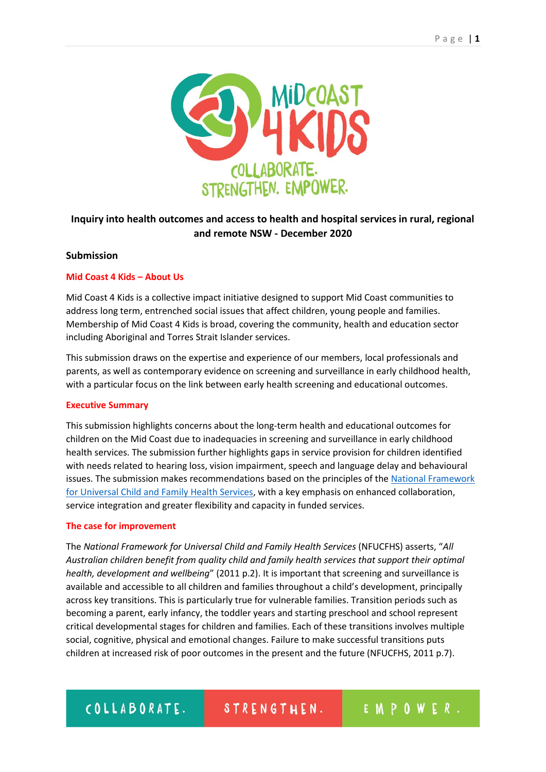**Inquiry into health outcomes and access to health and hospital services in rural, regional and remote NSW - December 2020**

## Submission

### Mid Coast 4 Kids – About Us

Mid Coast 4 Kids is a collective impact initiative designed to support Mid Coast communities to address long term, entrenched social issues that affect children, young people and families. Membership of Mid Coast 4 Kids is broad, covering the community, health and education sector including Aboriginal and Torres Strait Islander services.

This submission draws on the expertise and experience of our members, local professionals and parents, as well as contemporary evidence on screening and surveillance in early childhood health, with a particular focus on the link between early health screening and educational outcomes.

### Executive Summary

This submission highlights concerns about the long-term health and educational outcomes for children on the Mid Coast due to inadequacies in screening and surveillance in early childhood health services. The submission further highlights gaps in service provision for children identified with needs related to hearing loss, vision impairment, speech and language delay and behavioural issues. The submission makes recommendations based on the principles of the National Framework for Universal Child and Family Health Services, with a key emphasis on enhanced collaboration, service integration and greater flexibility and capacity in funded services.

### The case for improvement

The *National Framework for Universal Child and Family Health Services* (NFUCFHS) asserts, "*All Australian children benefit from quality child and family health services that support their optimal health, development and wellbeing*" (2011 p.2). It is important that screening and surveillance is available and accessible to all children and families throughout a child's development, principally across key transitions. This is particularly true for vulnerable families. Transition periods such as becoming a parent, early infancy, the toddler years and starting preschool and school represent critical developmental stages for children and families. Each of these transitions involves multiple social, cognitive, physical and emotional changes. Failure to make successful transitions puts children at increased risk of poor outcomes in the present and the future (NFUCFHS, 2011 p.7).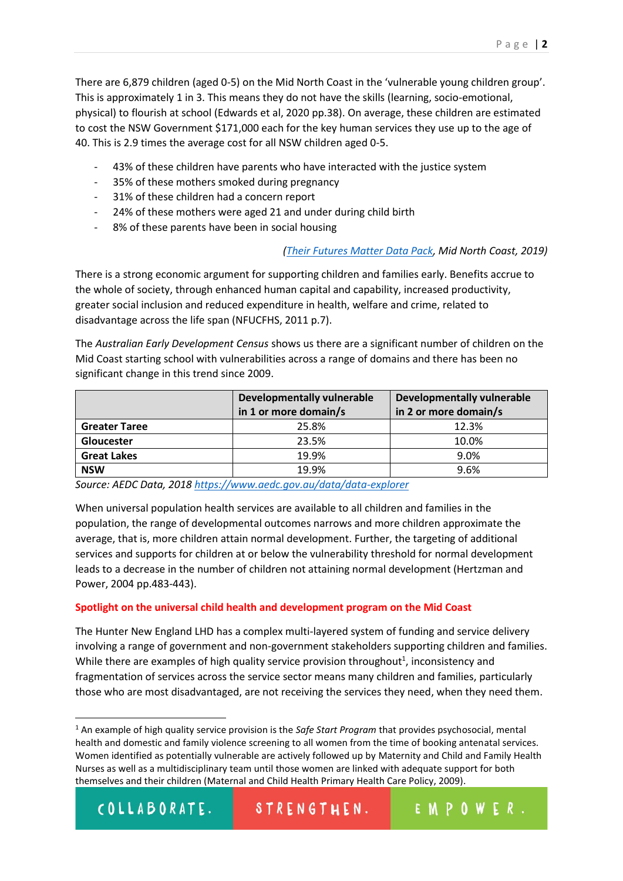There are 6,879 children (aged 0-5) on the Mid North Coast in the 'vulnerable young children group'. This is approximately 1 in 3. This means they do not have the skills (learning, socio-emotional, physical) to flourish at school (Edwards et al, 2020 pp.38). On average, these children are estimated to cost the NSW Government $171,000 each for the key human services they use up to the age of 40. This is 2.9 times the average cost for all NSW children aged 0-5.

- 43% of these children have parents who have interacted with the justice system
- 35% of these mothers smoked during pregnancy
- 31% of these children had a concern report
- 24% of these mothers were aged 21 and under during child birth
- 8% of these parents have been in social housing

*(Their Futures Matter Data Pack, Mid North Coast, 2019)*

There is a strong economic argument for supporting children and families early. Benefits accrue to the whole of society, through enhanced human capital and capability, increased productivity, greater social inclusion and reduced expenditure in health, welfare and crime, related to disadvantage across the life span (NFUCFHS, 2011 p.7).

The *Australian Early Development Census* shows us there are a significant number of children on the Mid Coast starting school with vulnerabilities across a range of domains and there has been no significant change in this trend since 2009.

| | Developmentally vulnerable in 1 or more domain/s | Developmentally vulnerable in 2 or more domain/s |
|---|---|---|
| **Greater Taree** | 25.8% | 12.3% |
| **Gloucester** | 23.5% | 10.0% |
| **Great Lakes** | 19.9% | 9.0% |
| **NSW** | 19.9% | 9.6% |

*Source: AEDC Data, 2018 https://www.aedc.gov.au/data/data-explorer*

When universal population health services are available to all children and families in the population, the range of developmental outcomes narrows and more children approximate the average, that is, more children attain normal development. Further, the targeting of additional services and supports for children at or below the vulnerability threshold for normal development leads to a decrease in the number of children not attaining normal development (Hertzman and Power, 2004 pp.483-443).

## Spotlight on the universal child health and development program on the Mid Coast

The Hunter New England LHD has a complex multi-layered system of funding and service delivery involving a range of government and non-government stakeholders supporting children and families. While there are examples of high quality service provision throughout[1], inconsistency and fragmentation of services across the service sector means many children and families, particularly those who are most disadvantaged, are not receiving the services they need, when they need them.

[1] An example of high quality service provision is the *Safe Start Program* that provides psychosocial, mental health and domestic and family violence screening to all women from the time of booking antenatal services. Women identified as potentially vulnerable are actively followed up by Maternity and Child and Family Health Nurses as well as a multidisciplinary team until those women are linked with adequate support for both themselves and their children (Maternal and Child Health Primary Health Care Policy, 2009).

COLLABORATE. STRENGTHEN. EMPOWER.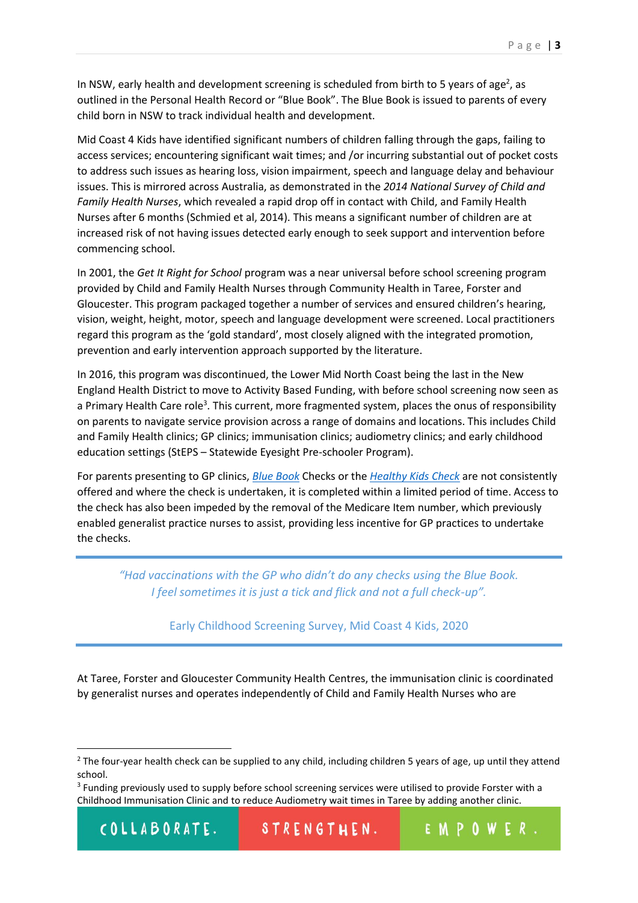In NSW, early health and development screening is scheduled from birth to 5 years of age[2], as outlined in the Personal Health Record or "Blue Book". The Blue Book is issued to parents of every child born in NSW to track individual health and development.

Mid Coast 4 Kids have identified significant numbers of children falling through the gaps, failing to access services; encountering significant wait times; and /or incurring substantial out of pocket costs to address such issues as hearing loss, vision impairment, speech and language delay and behaviour issues. This is mirrored across Australia, as demonstrated in the *2014 National Survey of Child and Family Health Nurses*, which revealed a rapid drop off in contact with Child, and Family Health Nurses after 6 months (Schmied et al, 2014). This means a significant number of children are at increased risk of not having issues detected early enough to seek support and intervention before commencing school.

In 2001, the *Get It Right for School* program was a near universal before school screening program provided by Child and Family Health Nurses through Community Health in Taree, Forster and Gloucester. This program packaged together a number of services and ensured children's hearing, vision, weight, height, motor, speech and language development were screened. Local practitioners regard this program as the 'gold standard', most closely aligned with the integrated promotion, prevention and early intervention approach supported by the literature.

In 2016, this program was discontinued, the Lower Mid North Coast being the last in the New England Health District to move to Activity Based Funding, with before school screening now seen as a Primary Health Care role[3]. This current, more fragmented system, places the onus of responsibility on parents to navigate service provision across a range of domains and locations. This includes Child and Family Health clinics; GP clinics; immunisation clinics; audiometry clinics; and early childhood education settings (StEPS – Statewide Eyesight Pre-schooler Program).

For parents presenting to GP clinics, *Blue Book* Checks or the *Healthy Kids Check* are not consistently offered and where the check is undertaken, it is completed within a limited period of time. Access to the check has also been impeded by the removal of the Medicare Item number, which previously enabled generalist practice nurses to assist, providing less incentive for GP practices to undertake the checks.

> *"Had vaccinations with the GP who didn't do any checks using the Blue Book. I feel sometimes it is just a tick and flick and not a full check-up".*
>
> Early Childhood Screening Survey, Mid Coast 4 Kids, 2020

At Taree, Forster and Gloucester Community Health Centres, the immunisation clinic is coordinated by generalist nurses and operates independently of Child and Family Health Nurses who are

---

[2] The four-year health check can be supplied to any child, including children 5 years of age, up until they attend school.

[3] Funding previously used to supply before school screening services were utilised to provide Forster with a Childhood Immunisation Clinic and to reduce Audiometry wait times in Taree by adding another clinic.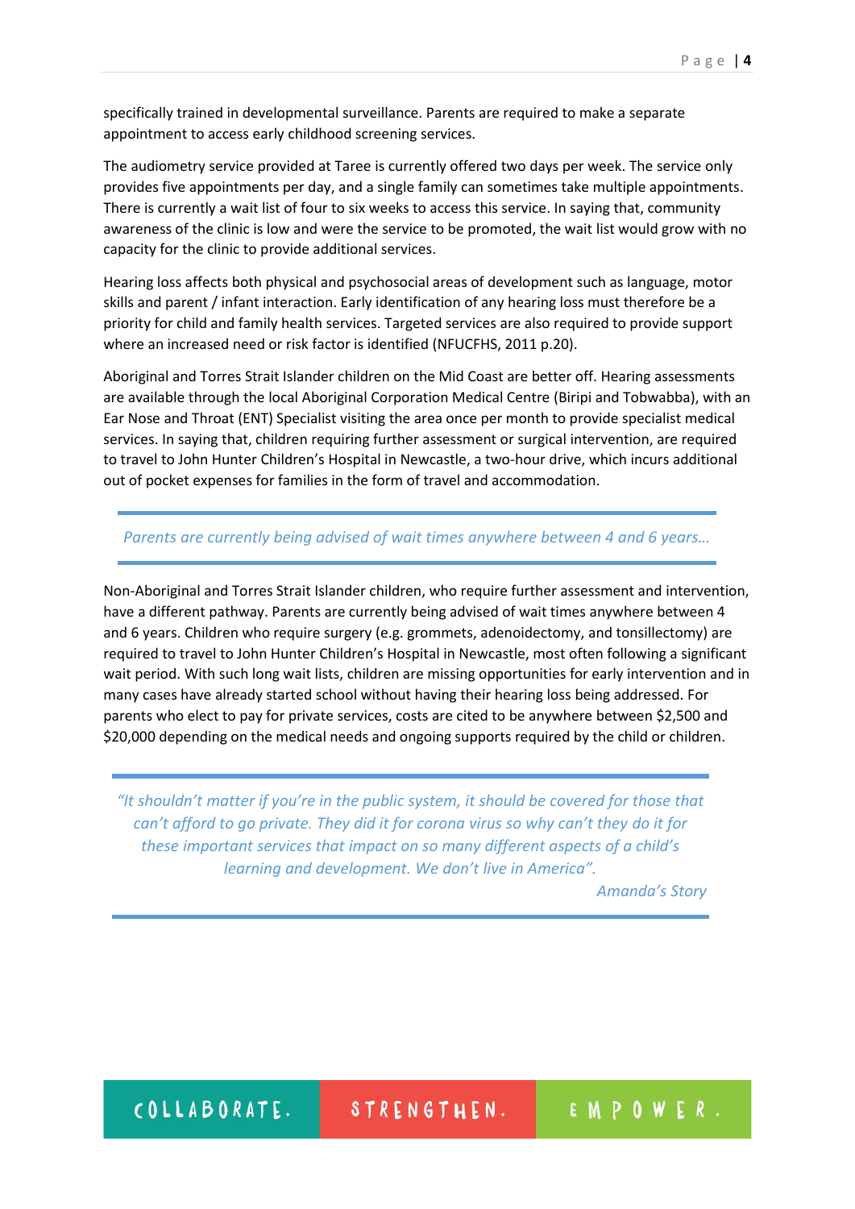specifically trained in developmental surveillance. Parents are required to make a separate appointment to access early childhood screening services.

The audiometry service provided at Taree is currently offered two days per week. The service only provides five appointments per day, and a single family can sometimes take multiple appointments. There is currently a wait list of four to six weeks to access this service. In saying that, community awareness of the clinic is low and were the service to be promoted, the wait list would grow with no capacity for the clinic to provide additional services.

Hearing loss affects both physical and psychosocial areas of development such as language, motor skills and parent / infant interaction. Early identification of any hearing loss must therefore be a priority for child and family health services. Targeted services are also required to provide support where an increased need or risk factor is identified (NFUCFHS, 2011 p.20).

Aboriginal and Torres Strait Islander children on the Mid Coast are better off. Hearing assessments are available through the local Aboriginal Corporation Medical Centre (Biripi and Tobwabba), with an Ear Nose and Throat (ENT) Specialist visiting the area once per month to provide specialist medical services. In saying that, children requiring further assessment or surgical intervention, are required to travel to John Hunter Children's Hospital in Newcastle, a two-hour drive, which incurs additional out of pocket expenses for families in the form of travel and accommodation.

> *Parents are currently being advised of wait times anywhere between 4 and 6 years…*

Non-Aboriginal and Torres Strait Islander children, who require further assessment and intervention, have a different pathway. Parents are currently being advised of wait times anywhere between 4 and 6 years. Children who require surgery (e.g. grommets, adenoidectomy, and tonsillectomy) are required to travel to John Hunter Children's Hospital in Newcastle, most often following a significant wait period. With such long wait lists, children are missing opportunities for early intervention and in many cases have already started school without having their hearing loss being addressed. For parents who elect to pay for private services, costs are cited to be anywhere between $2,500 and $20,000 depending on the medical needs and ongoing supports required by the child or children.

> *"It shouldn't matter if you're in the public system, it should be covered for those that can't afford to go private. They did it for corona virus so why can't they do it for these important services that impact on so many different aspects of a child's learning and development. We don't live in America".*
>
> *Amanda's Story*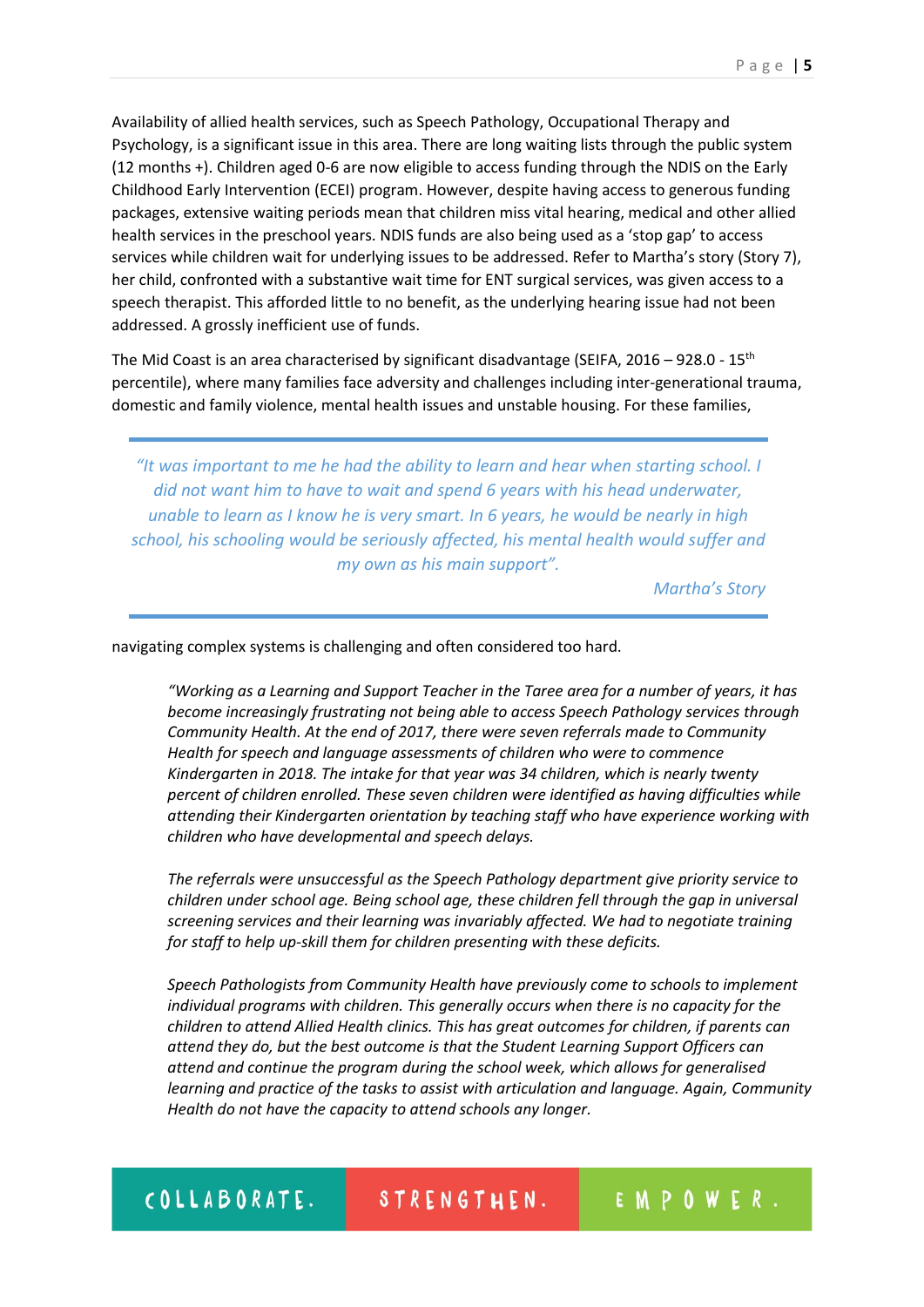Availability of allied health services, such as Speech Pathology, Occupational Therapy and Psychology, is a significant issue in this area. There are long waiting lists through the public system (12 months +). Children aged 0-6 are now eligible to access funding through the NDIS on the Early Childhood Early Intervention (ECEI) program. However, despite having access to generous funding packages, extensive waiting periods mean that children miss vital hearing, medical and other allied health services in the preschool years. NDIS funds are also being used as a 'stop gap' to access services while children wait for underlying issues to be addressed. Refer to Martha's story (Story 7), her child, confronted with a substantive wait time for ENT surgical services, was given access to a speech therapist. This afforded little to no benefit, as the underlying hearing issue had not been addressed. A grossly inefficient use of funds.

The Mid Coast is an area characterised by significant disadvantage (SEIFA, 2016 – 928.0 - 15th percentile), where many families face adversity and challenges including inter-generational trauma, domestic and family violence, mental health issues and unstable housing. For these families, navigating complex systems is challenging and often considered too hard.

> *"It was important to me he had the ability to learn and hear when starting school. I did not want him to have to wait and spend 6 years with his head underwater, unable to learn as I know he is very smart. In 6 years, he would be nearly in high school, his schooling would be seriously affected, his mental health would suffer and my own as his main support".*
>
> *Martha's Story*

> *"Working as a Learning and Support Teacher in the Taree area for a number of years, it has become increasingly frustrating not being able to access Speech Pathology services through Community Health. At the end of 2017, there were seven referrals made to Community Health for speech and language assessments of children who were to commence Kindergarten in 2018. The intake for that year was 34 children, which is nearly twenty percent of children enrolled. These seven children were identified as having difficulties while attending their Kindergarten orientation by teaching staff who have experience working with children who have developmental and speech delays.*
>
> *The referrals were unsuccessful as the Speech Pathology department give priority service to children under school age. Being school age, these children fell through the gap in universal screening services and their learning was invariably affected. We had to negotiate training for staff to help up-skill them for children presenting with these deficits.*
>
> *Speech Pathologists from Community Health have previously come to schools to implement individual programs with children. This generally occurs when there is no capacity for the children to attend Allied Health clinics. This has great outcomes for children, if parents can attend they do, but the best outcome is that the Student Learning Support Officers can attend and continue the program during the school week, which allows for generalised learning and practice of the tasks to assist with articulation and language. Again, Community Health do not have the capacity to attend schools any longer.*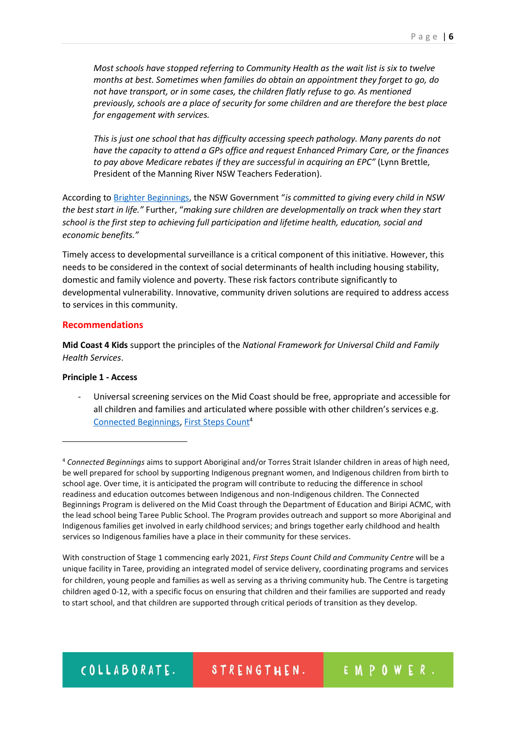*Most schools have stopped referring to Community Health as the wait list is six to twelve months at best. Sometimes when families do obtain an appointment they forget to go, do not have transport, or in some cases, the children flatly refuse to go. As mentioned previously, schools are a place of security for some children and are therefore the best place for engagement with services.*

*This is just one school that has difficulty accessing speech pathology. Many parents do not have the capacity to attend a GPs office and request Enhanced Primary Care, or the finances to pay above Medicare rebates if they are successful in acquiring an EPC"* (Lynn Brettle, President of the Manning River NSW Teachers Federation).

According to Brighter Beginnings, the NSW Government "*is committed to giving every child in NSW the best start in life.*" Further, "*making sure children are developmentally on track when they start school is the first step to achieving full participation and lifetime health, education, social and economic benefits.*"

Timely access to developmental surveillance is a critical component of this initiative. However, this needs to be considered in the context of social determinants of health including housing stability, domestic and family violence and poverty. These risk factors contribute significantly to developmental vulnerability. Innovative, community driven solutions are required to address access to services in this community.

## Recommendations

**Mid Coast 4 Kids** support the principles of the *National Framework for Universal Child and Family Health Services*.

**Principle 1 - Access**

- Universal screening services on the Mid Coast should be free, appropriate and accessible for all children and families and articulated where possible with other children's services e.g. Connected Beginnings, First Steps Count[4]

---

[4] *Connected Beginnings* aims to support Aboriginal and/or Torres Strait Islander children in areas of high need, be well prepared for school by supporting Indigenous pregnant women, and Indigenous children from birth to school age. Over time, it is anticipated the program will contribute to reducing the difference in school readiness and education outcomes between Indigenous and non-Indigenous children. The Connected Beginnings Program is delivered on the Mid Coast through the Department of Education and Biripi ACMC, with the lead school being Taree Public School. The Program provides outreach and support so more Aboriginal and Indigenous families get involved in early childhood services; and brings together early childhood and health services so Indigenous families have a place in their community for these services.

With construction of Stage 1 commencing early 2021, *First Steps Count Child and Community Centre* will be a unique facility in Taree, providing an integrated model of service delivery, coordinating programs and services for children, young people and families as well as serving as a thriving community hub. The Centre is targeting children aged 0-12, with a specific focus on ensuring that children and their families are supported and ready to start school, and that children are supported through critical periods of transition as they develop.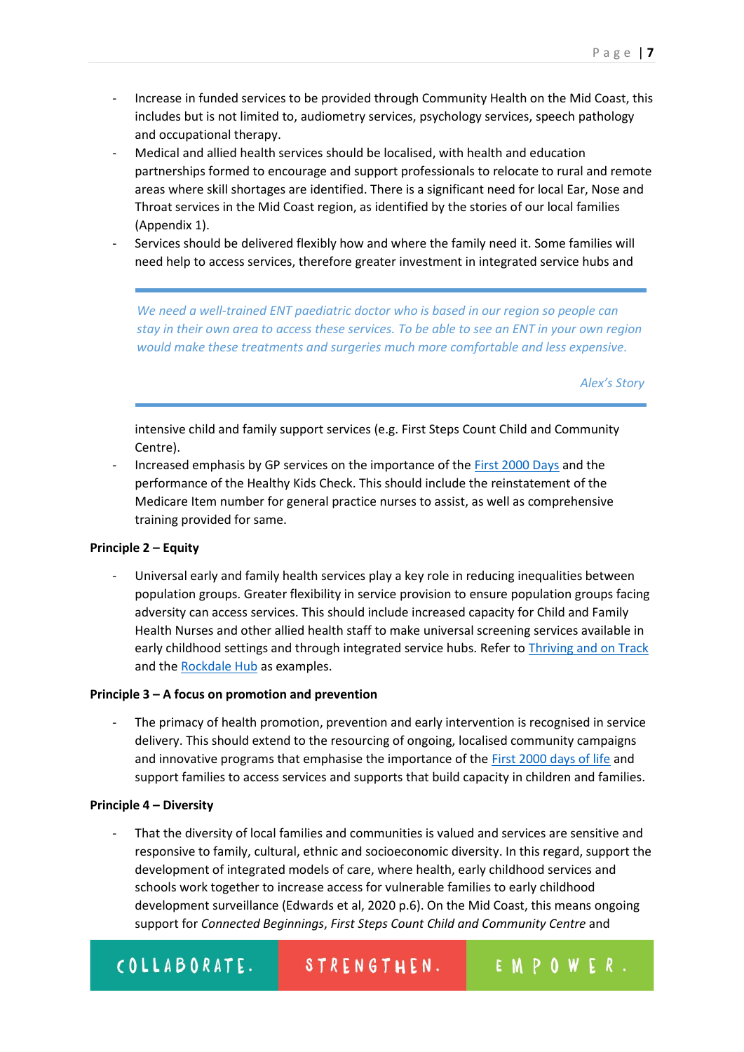- Increase in funded services to be provided through Community Health on the Mid Coast, this includes but is not limited to, audiometry services, psychology services, speech pathology and occupational therapy.
- Medical and allied health services should be localised, with health and education partnerships formed to encourage and support professionals to relocate to rural and remote areas where skill shortages are identified. There is a significant need for local Ear, Nose and Throat services in the Mid Coast region, as identified by the stories of our local families (Appendix 1).
- Services should be delivered flexibly how and where the family need it. Some families will need help to access services, therefore greater investment in integrated service hubs and intensive child and family support services (e.g. First Steps Count Child and Community Centre).

> *We need a well-trained ENT paediatric doctor who is based in our region so people can stay in their own area to access these services. To be able to see an ENT in your own region would make these treatments and surgeries much more comfortable and less expensive.*
>
> *Alex's Story*

- Increased emphasis by GP services on the importance of the First 2000 Days and the performance of the Healthy Kids Check. This should include the reinstatement of the Medicare Item number for general practice nurses to assist, as well as comprehensive training provided for same.

**Principle 2 – Equity**

- Universal early and family health services play a key role in reducing inequalities between population groups. Greater flexibility in service provision to ensure population groups facing adversity can access services. This should include increased capacity for Child and Family Health Nurses and other allied health staff to make universal screening services available in early childhood settings and through integrated service hubs. Refer to Thriving and on Track and the Rockdale Hub as examples.

**Principle 3 – A focus on promotion and prevention**

- The primacy of health promotion, prevention and early intervention is recognised in service delivery. This should extend to the resourcing of ongoing, localised community campaigns and innovative programs that emphasise the importance of the First 2000 days of life and support families to access services and supports that build capacity in children and families.

**Principle 4 – Diversity**

- That the diversity of local families and communities is valued and services are sensitive and responsive to family, cultural, ethnic and socioeconomic diversity. In this regard, support the development of integrated models of care, where health, early childhood services and schools work together to increase access for vulnerable families to early childhood development surveillance (Edwards et al, 2020 p.6). On the Mid Coast, this means ongoing support for *Connected Beginnings*, *First Steps Count Child and Community Centre* and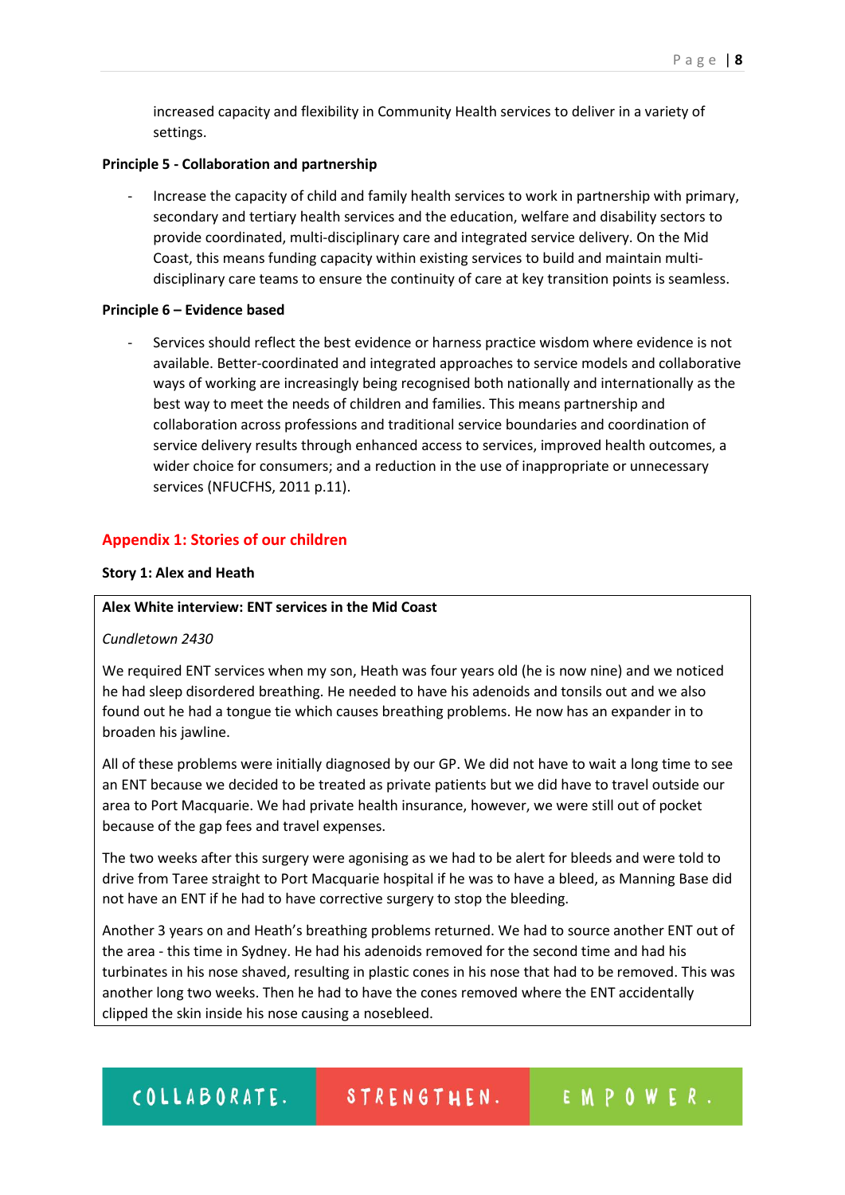increased capacity and flexibility in Community Health services to deliver in a variety of settings.

**Principle 5 - Collaboration and partnership**

- Increase the capacity of child and family health services to work in partnership with primary, secondary and tertiary health services and the education, welfare and disability sectors to provide coordinated, multi-disciplinary care and integrated service delivery. On the Mid Coast, this means funding capacity within existing services to build and maintain multi-disciplinary care teams to ensure the continuity of care at key transition points is seamless.

**Principle 6 – Evidence based**

- Services should reflect the best evidence or harness practice wisdom where evidence is not available. Better-coordinated and integrated approaches to service models and collaborative ways of working are increasingly being recognised both nationally and internationally as the best way to meet the needs of children and families. This means partnership and collaboration across professions and traditional service boundaries and coordination of service delivery results through enhanced access to services, improved health outcomes, a wider choice for consumers; and a reduction in the use of inappropriate or unnecessary services (NFUCFHS, 2011 p.11).

## Appendix 1: Stories of our children

### Story 1: Alex and Heath

**Alex White interview: ENT services in the Mid Coast**

*Cundletown 2430*

We required ENT services when my son, Heath was four years old (he is now nine) and we noticed he had sleep disordered breathing. He needed to have his adenoids and tonsils out and we also found out he had a tongue tie which causes breathing problems. He now has an expander in to broaden his jawline.

All of these problems were initially diagnosed by our GP. We did not have to wait a long time to see an ENT because we decided to be treated as private patients but we did have to travel outside our area to Port Macquarie. We had private health insurance, however, we were still out of pocket because of the gap fees and travel expenses.

The two weeks after this surgery were agonising as we had to be alert for bleeds and were told to drive from Taree straight to Port Macquarie hospital if he was to have a bleed, as Manning Base did not have an ENT if he had to have corrective surgery to stop the bleeding.

Another 3 years on and Heath's breathing problems returned. We had to source another ENT out of the area - this time in Sydney. He had his adenoids removed for the second time and had his turbinates in his nose shaved, resulting in plastic cones in his nose that had to be removed. This was another long two weeks. Then he had to have the cones removed where the ENT accidentally clipped the skin inside his nose causing a nosebleed.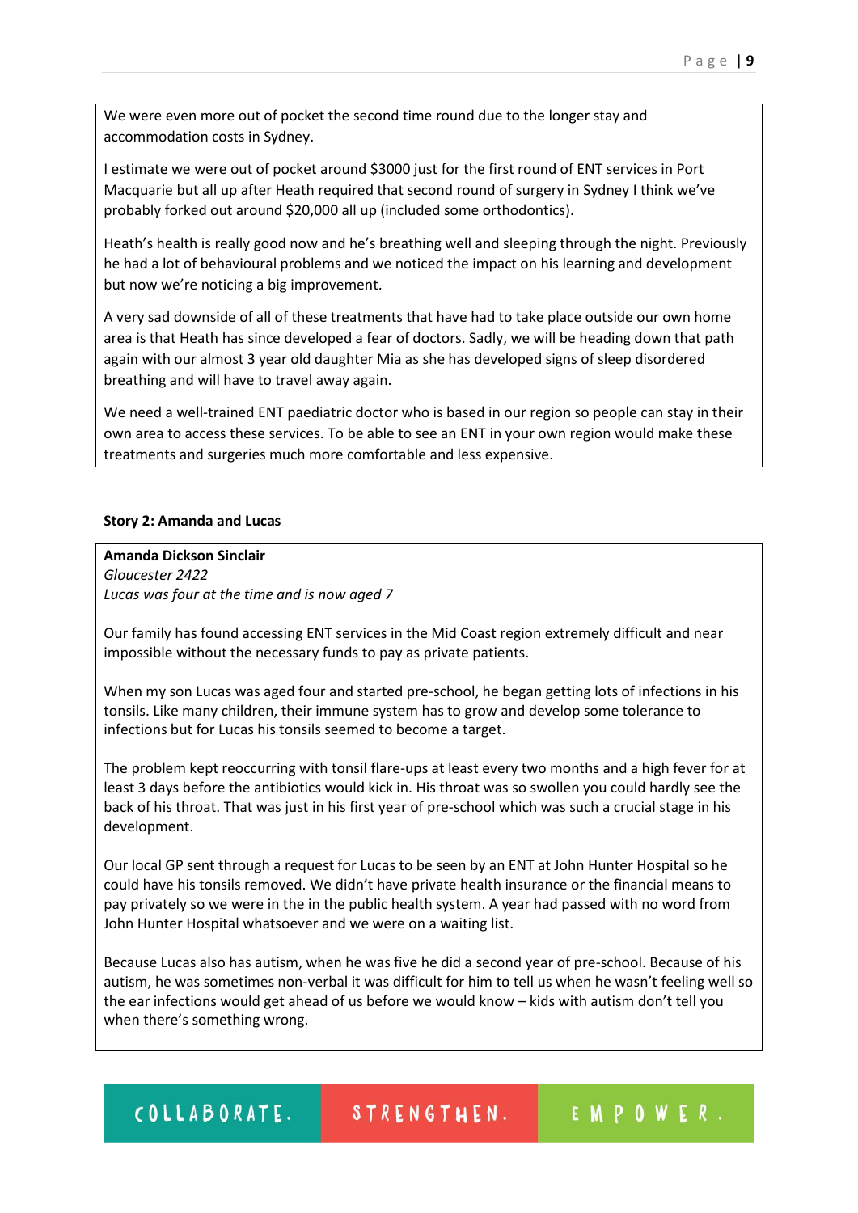We were even more out of pocket the second time round due to the longer stay and accommodation costs in Sydney.

I estimate we were out of pocket around $3000 just for the first round of ENT services in Port Macquarie but all up after Heath required that second round of surgery in Sydney I think we've probably forked out around $20,000 all up (included some orthodontics).

Heath's health is really good now and he's breathing well and sleeping through the night. Previously he had a lot of behavioural problems and we noticed the impact on his learning and development but now we're noticing a big improvement.

A very sad downside of all of these treatments that have had to take place outside our own home area is that Heath has since developed a fear of doctors. Sadly, we will be heading down that path again with our almost 3 year old daughter Mia as she has developed signs of sleep disordered breathing and will have to travel away again.

We need a well-trained ENT paediatric doctor who is based in our region so people can stay in their own area to access these services. To be able to see an ENT in your own region would make these treatments and surgeries much more comfortable and less expensive.

**Story 2: Amanda and Lucas**

**Amanda Dickson Sinclair**
*Gloucester 2422*
*Lucas was four at the time and is now aged 7*

Our family has found accessing ENT services in the Mid Coast region extremely difficult and near impossible without the necessary funds to pay as private patients.

When my son Lucas was aged four and started pre-school, he began getting lots of infections in his tonsils. Like many children, their immune system has to grow and develop some tolerance to infections but for Lucas his tonsils seemed to become a target.

The problem kept reoccurring with tonsil flare-ups at least every two months and a high fever for at least 3 days before the antibiotics would kick in. His throat was so swollen you could hardly see the back of his throat. That was just in his first year of pre-school which was such a crucial stage in his development.

Our local GP sent through a request for Lucas to be seen by an ENT at John Hunter Hospital so he could have his tonsils removed. We didn't have private health insurance or the financial means to pay privately so we were in the in the public health system. A year had passed with no word from John Hunter Hospital whatsoever and we were on a waiting list.

Because Lucas also has autism, when he was five he did a second year of pre-school. Because of his autism, he was sometimes non-verbal it was difficult for him to tell us when he wasn't feeling well so the ear infections would get ahead of us before we would know – kids with autism don't tell you when there's something wrong.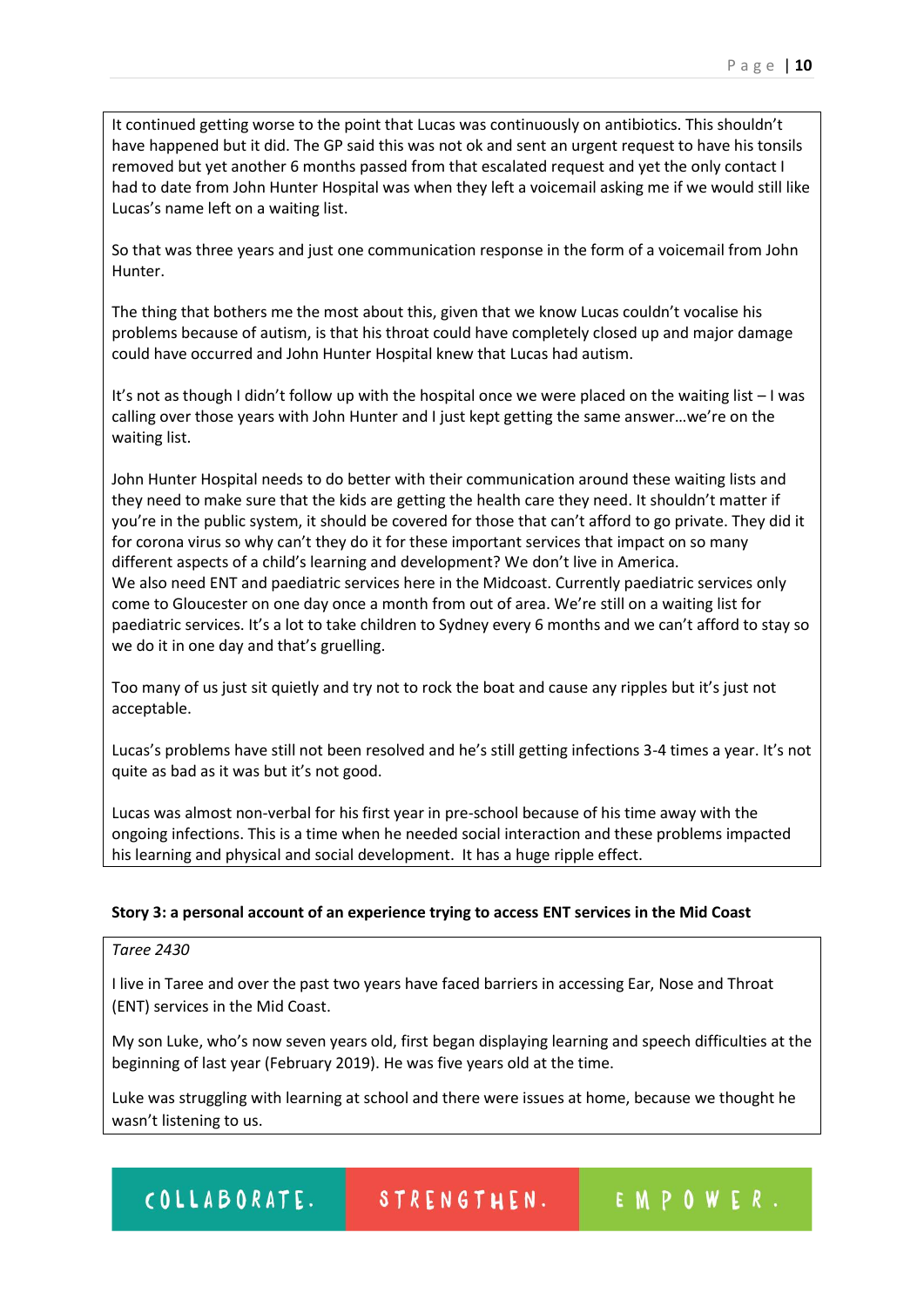It continued getting worse to the point that Lucas was continuously on antibiotics. This shouldn't have happened but it did. The GP said this was not ok and sent an urgent request to have his tonsils removed but yet another 6 months passed from that escalated request and yet the only contact I had to date from John Hunter Hospital was when they left a voicemail asking me if we would still like Lucas's name left on a waiting list.

So that was three years and just one communication response in the form of a voicemail from John Hunter.

The thing that bothers me the most about this, given that we know Lucas couldn't vocalise his problems because of autism, is that his throat could have completely closed up and major damage could have occurred and John Hunter Hospital knew that Lucas had autism.

It's not as though I didn't follow up with the hospital once we were placed on the waiting list – I was calling over those years with John Hunter and I just kept getting the same answer…we're on the waiting list.

John Hunter Hospital needs to do better with their communication around these waiting lists and they need to make sure that the kids are getting the health care they need. It shouldn't matter if you're in the public system, it should be covered for those that can't afford to go private. They did it for corona virus so why can't they do it for these important services that impact on so many different aspects of a child's learning and development? We don't live in America.
We also need ENT and paediatric services here in the Midcoast. Currently paediatric services only come to Gloucester on one day once a month from out of area. We're still on a waiting list for paediatric services. It's a lot to take children to Sydney every 6 months and we can't afford to stay so we do it in one day and that's gruelling.

Too many of us just sit quietly and try not to rock the boat and cause any ripples but it's just not acceptable.

Lucas's problems have still not been resolved and he's still getting infections 3-4 times a year. It's not quite as bad as it was but it's not good.

Lucas was almost non-verbal for his first year in pre-school because of his time away with the ongoing infections. This is a time when he needed social interaction and these problems impacted his learning and physical and social development. It has a huge ripple effect.

**Story 3: a personal account of an experience trying to access ENT services in the Mid Coast**

*Taree 2430*

I live in Taree and over the past two years have faced barriers in accessing Ear, Nose and Throat (ENT) services in the Mid Coast.

My son Luke, who's now seven years old, first began displaying learning and speech difficulties at the beginning of last year (February 2019). He was five years old at the time.

Luke was struggling with learning at school and there were issues at home, because we thought he wasn't listening to us.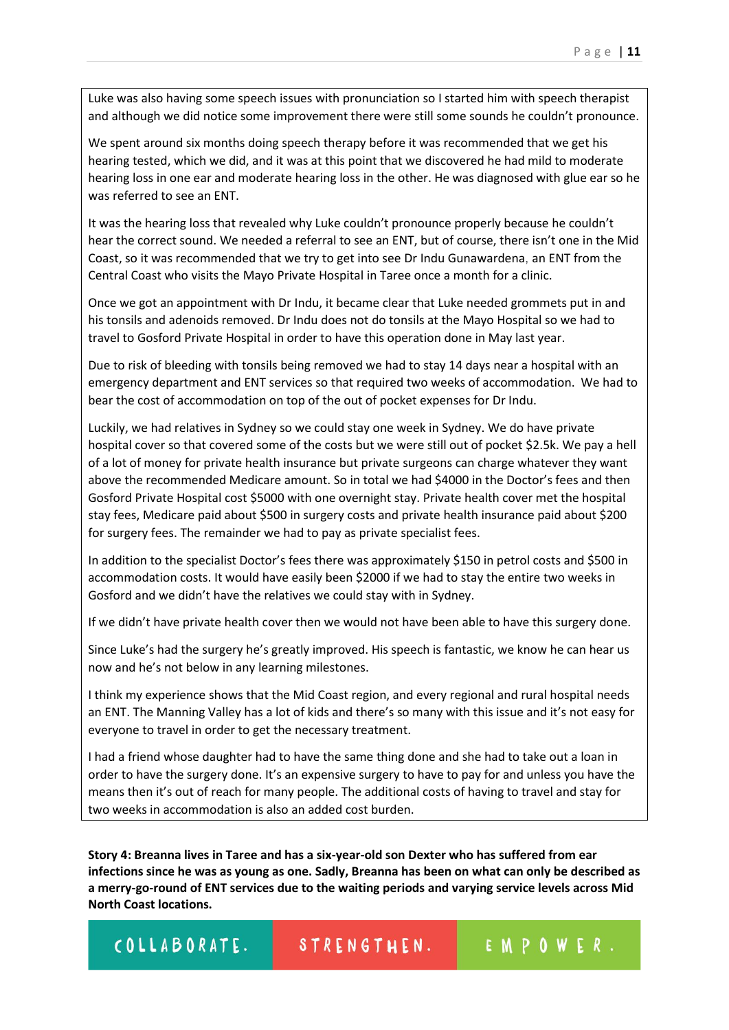Luke was also having some speech issues with pronunciation so I started him with speech therapist and although we did notice some improvement there were still some sounds he couldn't pronounce.

We spent around six months doing speech therapy before it was recommended that we get his hearing tested, which we did, and it was at this point that we discovered he had mild to moderate hearing loss in one ear and moderate hearing loss in the other. He was diagnosed with glue ear so he was referred to see an ENT.

It was the hearing loss that revealed why Luke couldn't pronounce properly because he couldn't hear the correct sound. We needed a referral to see an ENT, but of course, there isn't one in the Mid Coast, so it was recommended that we try to get into see Dr Indu Gunawardena, an ENT from the Central Coast who visits the Mayo Private Hospital in Taree once a month for a clinic.

Once we got an appointment with Dr Indu, it became clear that Luke needed grommets put in and his tonsils and adenoids removed. Dr Indu does not do tonsils at the Mayo Hospital so we had to travel to Gosford Private Hospital in order to have this operation done in May last year.

Due to risk of bleeding with tonsils being removed we had to stay 14 days near a hospital with an emergency department and ENT services so that required two weeks of accommodation. We had to bear the cost of accommodation on top of the out of pocket expenses for Dr Indu.

Luckily, we had relatives in Sydney so we could stay one week in Sydney. We do have private hospital cover so that covered some of the costs but we were still out of pocket $2.5k. We pay a hell of a lot of money for private health insurance but private surgeons can charge whatever they want above the recommended Medicare amount. So in total we had $4000 in the Doctor's fees and then Gosford Private Hospital cost $5000 with one overnight stay. Private health cover met the hospital stay fees, Medicare paid about $500 in surgery costs and private health insurance paid about $200 for surgery fees. The remainder we had to pay as private specialist fees.

In addition to the specialist Doctor's fees there was approximately $150 in petrol costs and $500 in accommodation costs. It would have easily been $2000 if we had to stay the entire two weeks in Gosford and we didn't have the relatives we could stay with in Sydney.

If we didn't have private health cover then we would not have been able to have this surgery done.

Since Luke's had the surgery he's greatly improved. His speech is fantastic, we know he can hear us now and he's not below in any learning milestones.

I think my experience shows that the Mid Coast region, and every regional and rural hospital needs an ENT. The Manning Valley has a lot of kids and there's so many with this issue and it's not easy for everyone to travel in order to get the necessary treatment.

I had a friend whose daughter had to have the same thing done and she had to take out a loan in order to have the surgery done. It's an expensive surgery to have to pay for and unless you have the means then it's out of reach for many people. The additional costs of having to travel and stay for two weeks in accommodation is also an added cost burden.

**Story 4: Breanna lives in Taree and has a six-year-old son Dexter who has suffered from ear infections since he was as young as one. Sadly, Breanna has been on what can only be described as a merry-go-round of ENT services due to the waiting periods and varying service levels across Mid North Coast locations.**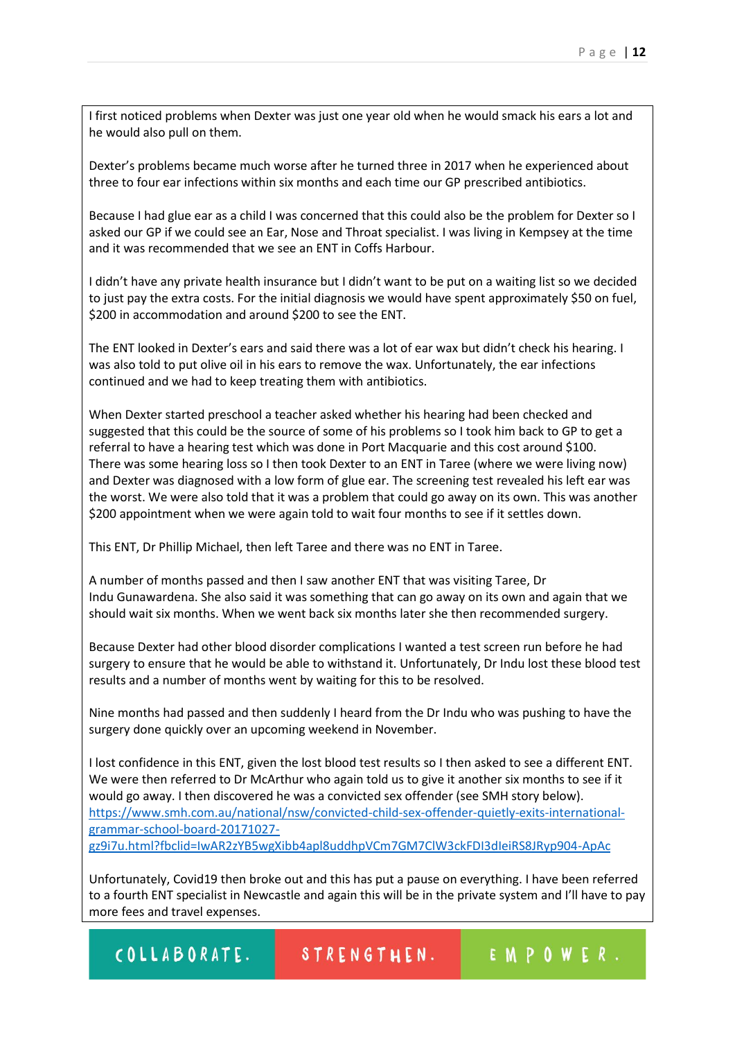I first noticed problems when Dexter was just one year old when he would smack his ears a lot and he would also pull on them.

Dexter's problems became much worse after he turned three in 2017 when he experienced about three to four ear infections within six months and each time our GP prescribed antibiotics.

Because I had glue ear as a child I was concerned that this could also be the problem for Dexter so I asked our GP if we could see an Ear, Nose and Throat specialist. I was living in Kempsey at the time and it was recommended that we see an ENT in Coffs Harbour.

I didn't have any private health insurance but I didn't want to be put on a waiting list so we decided to just pay the extra costs. For the initial diagnosis we would have spent approximately $50 on fuel, $200 in accommodation and around $200 to see the ENT.

The ENT looked in Dexter's ears and said there was a lot of ear wax but didn't check his hearing. I was also told to put olive oil in his ears to remove the wax. Unfortunately, the ear infections continued and we had to keep treating them with antibiotics.

When Dexter started preschool a teacher asked whether his hearing had been checked and suggested that this could be the source of some of his problems so I took him back to GP to get a referral to have a hearing test which was done in Port Macquarie and this cost around $100. There was some hearing loss so I then took Dexter to an ENT in Taree (where we were living now) and Dexter was diagnosed with a low form of glue ear. The screening test revealed his left ear was the worst. We were also told that it was a problem that could go away on its own. This was another $200 appointment when we were again told to wait four months to see if it settles down.

This ENT, Dr Phillip Michael, then left Taree and there was no ENT in Taree.

A number of months passed and then I saw another ENT that was visiting Taree, Dr Indu Gunawardena. She also said it was something that can go away on its own and again that we should wait six months. When we went back six months later she then recommended surgery.

Because Dexter had other blood disorder complications I wanted a test screen run before he had surgery to ensure that he would be able to withstand it. Unfortunately, Dr Indu lost these blood test results and a number of months went by waiting for this to be resolved.

Nine months had passed and then suddenly I heard from the Dr Indu who was pushing to have the surgery done quickly over an upcoming weekend in November.

I lost confidence in this ENT, given the lost blood test results so I then asked to see a different ENT. We were then referred to Dr McArthur who again told us to give it another six months to see if it would go away. I then discovered he was a convicted sex offender (see SMH story below). https://www.smh.com.au/national/nsw/convicted-child-sex-offender-quietly-exits-international-grammar-school-board-20171027-gz9i7u.html?fbclid=IwAR2zYB5wgXibb4apl8uddhpVCm7GM7ClW3ckFDI3dIeiRS8JRyp904-ApAc

Unfortunately, Covid19 then broke out and this has put a pause on everything. I have been referred to a fourth ENT specialist in Newcastle and again this will be in the private system and I'll have to pay more fees and travel expenses.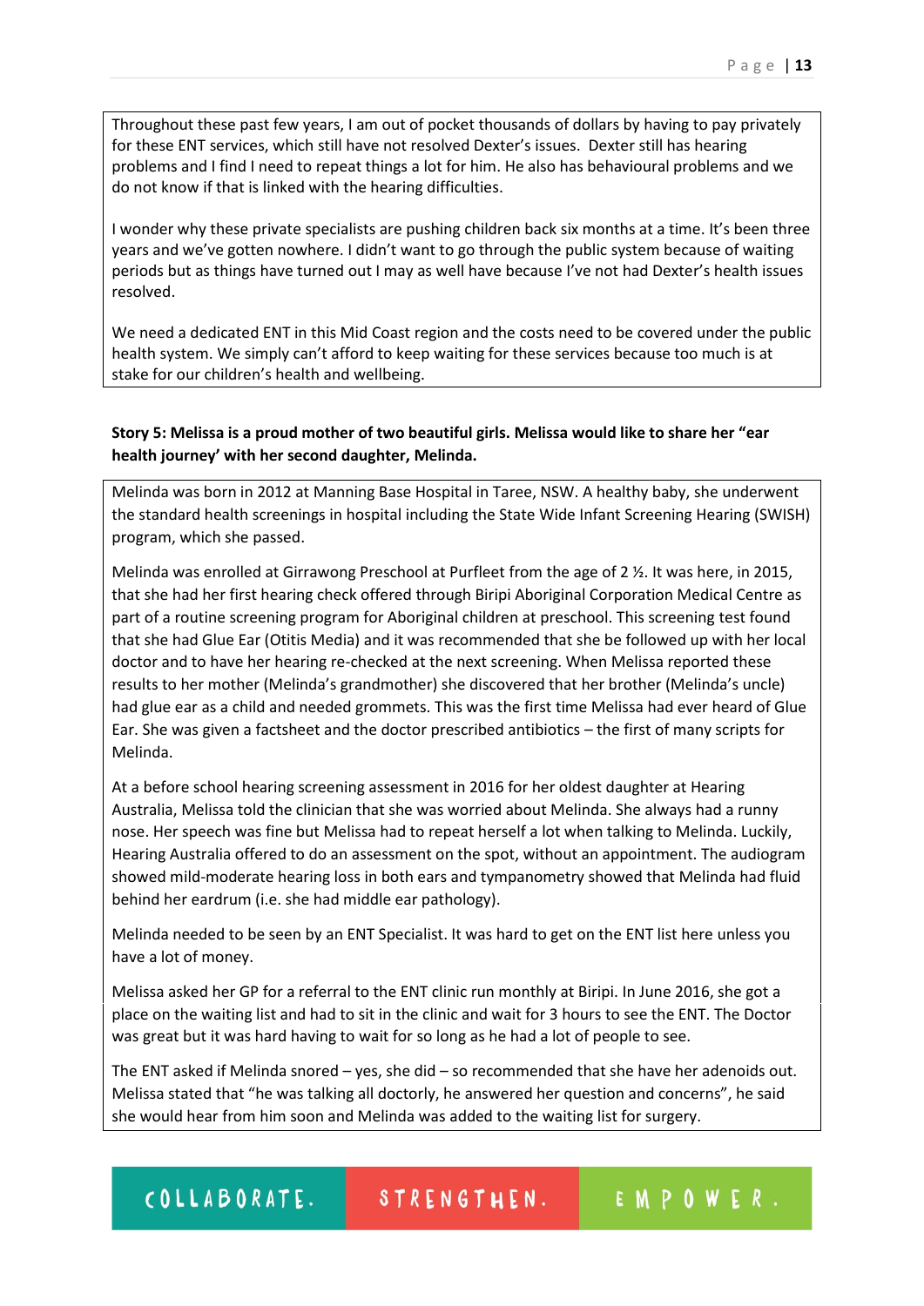Throughout these past few years, I am out of pocket thousands of dollars by having to pay privately for these ENT services, which still have not resolved Dexter's issues. Dexter still has hearing problems and I find I need to repeat things a lot for him. He also has behavioural problems and we do not know if that is linked with the hearing difficulties.

I wonder why these private specialists are pushing children back six months at a time. It's been three years and we've gotten nowhere. I didn't want to go through the public system because of waiting periods but as things have turned out I may as well have because I've not had Dexter's health issues resolved.

We need a dedicated ENT in this Mid Coast region and the costs need to be covered under the public health system. We simply can't afford to keep waiting for these services because too much is at stake for our children's health and wellbeing.

**Story 5: Melissa is a proud mother of two beautiful girls. Melissa would like to share her "ear health journey' with her second daughter, Melinda.**

Melinda was born in 2012 at Manning Base Hospital in Taree, NSW. A healthy baby, she underwent the standard health screenings in hospital including the State Wide Infant Screening Hearing (SWISH) program, which she passed.

Melinda was enrolled at Girrawong Preschool at Purfleet from the age of 2 ½. It was here, in 2015, that she had her first hearing check offered through Biripi Aboriginal Corporation Medical Centre as part of a routine screening program for Aboriginal children at preschool. This screening test found that she had Glue Ear (Otitis Media) and it was recommended that she be followed up with her local doctor and to have her hearing re-checked at the next screening. When Melissa reported these results to her mother (Melinda's grandmother) she discovered that her brother (Melinda's uncle) had glue ear as a child and needed grommets. This was the first time Melissa had ever heard of Glue Ear. She was given a factsheet and the doctor prescribed antibiotics – the first of many scripts for Melinda.

At a before school hearing screening assessment in 2016 for her oldest daughter at Hearing Australia, Melissa told the clinician that she was worried about Melinda. She always had a runny nose. Her speech was fine but Melissa had to repeat herself a lot when talking to Melinda. Luckily, Hearing Australia offered to do an assessment on the spot, without an appointment. The audiogram showed mild-moderate hearing loss in both ears and tympanometry showed that Melinda had fluid behind her eardrum (i.e. she had middle ear pathology).

Melinda needed to be seen by an ENT Specialist. It was hard to get on the ENT list here unless you have a lot of money.

Melissa asked her GP for a referral to the ENT clinic run monthly at Biripi. In June 2016, she got a place on the waiting list and had to sit in the clinic and wait for 3 hours to see the ENT. The Doctor was great but it was hard having to wait for so long as he had a lot of people to see.

The ENT asked if Melinda snored – yes, she did – so recommended that she have her adenoids out. Melissa stated that "he was talking all doctorly, he answered her question and concerns", he said she would hear from him soon and Melinda was added to the waiting list for surgery.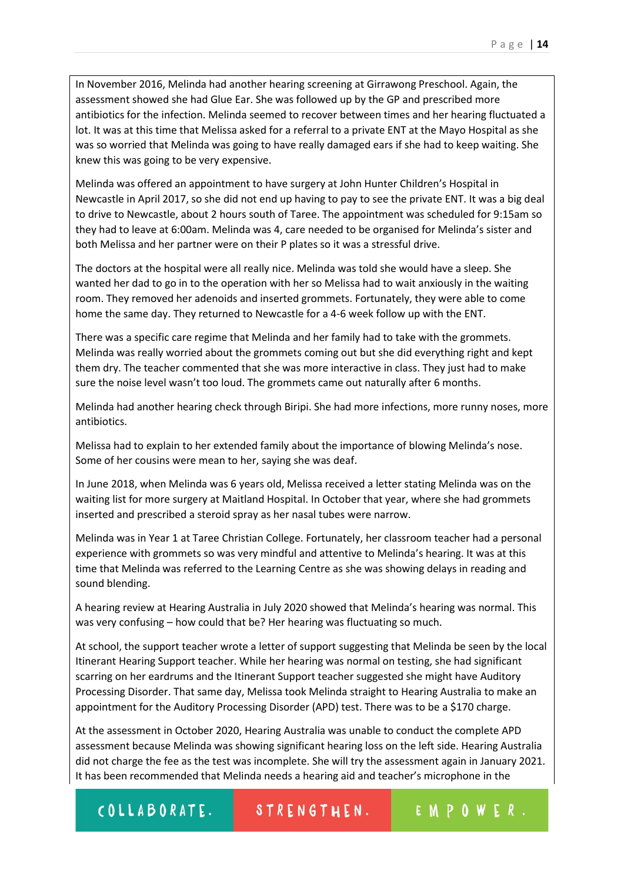In November 2016, Melinda had another hearing screening at Girrawong Preschool. Again, the assessment showed she had Glue Ear. She was followed up by the GP and prescribed more antibiotics for the infection. Melinda seemed to recover between times and her hearing fluctuated a lot. It was at this time that Melissa asked for a referral to a private ENT at the Mayo Hospital as she was so worried that Melinda was going to have really damaged ears if she had to keep waiting. She knew this was going to be very expensive.

Melinda was offered an appointment to have surgery at John Hunter Children's Hospital in Newcastle in April 2017, so she did not end up having to pay to see the private ENT. It was a big deal to drive to Newcastle, about 2 hours south of Taree. The appointment was scheduled for 9:15am so they had to leave at 6:00am. Melinda was 4, care needed to be organised for Melinda's sister and both Melissa and her partner were on their P plates so it was a stressful drive.

The doctors at the hospital were all really nice. Melinda was told she would have a sleep. She wanted her dad to go in to the operation with her so Melissa had to wait anxiously in the waiting room. They removed her adenoids and inserted grommets. Fortunately, they were able to come home the same day. They returned to Newcastle for a 4-6 week follow up with the ENT.

There was a specific care regime that Melinda and her family had to take with the grommets. Melinda was really worried about the grommets coming out but she did everything right and kept them dry. The teacher commented that she was more interactive in class. They just had to make sure the noise level wasn't too loud. The grommets came out naturally after 6 months.

Melinda had another hearing check through Biripi. She had more infections, more runny noses, more antibiotics.

Melissa had to explain to her extended family about the importance of blowing Melinda's nose. Some of her cousins were mean to her, saying she was deaf.

In June 2018, when Melinda was 6 years old, Melissa received a letter stating Melinda was on the waiting list for more surgery at Maitland Hospital. In October that year, where she had grommets inserted and prescribed a steroid spray as her nasal tubes were narrow.

Melinda was in Year 1 at Taree Christian College. Fortunately, her classroom teacher had a personal experience with grommets so was very mindful and attentive to Melinda's hearing. It was at this time that Melinda was referred to the Learning Centre as she was showing delays in reading and sound blending.

A hearing review at Hearing Australia in July 2020 showed that Melinda's hearing was normal. This was very confusing – how could that be? Her hearing was fluctuating so much.

At school, the support teacher wrote a letter of support suggesting that Melinda be seen by the local Itinerant Hearing Support teacher. While her hearing was normal on testing, she had significant scarring on her eardrums and the Itinerant Support teacher suggested she might have Auditory Processing Disorder. That same day, Melissa took Melinda straight to Hearing Australia to make an appointment for the Auditory Processing Disorder (APD) test. There was to be a $170 charge.

At the assessment in October 2020, Hearing Australia was unable to conduct the complete APD assessment because Melinda was showing significant hearing loss on the left side. Hearing Australia did not charge the fee as the test was incomplete. She will try the assessment again in January 2021. It has been recommended that Melinda needs a hearing aid and teacher's microphone in the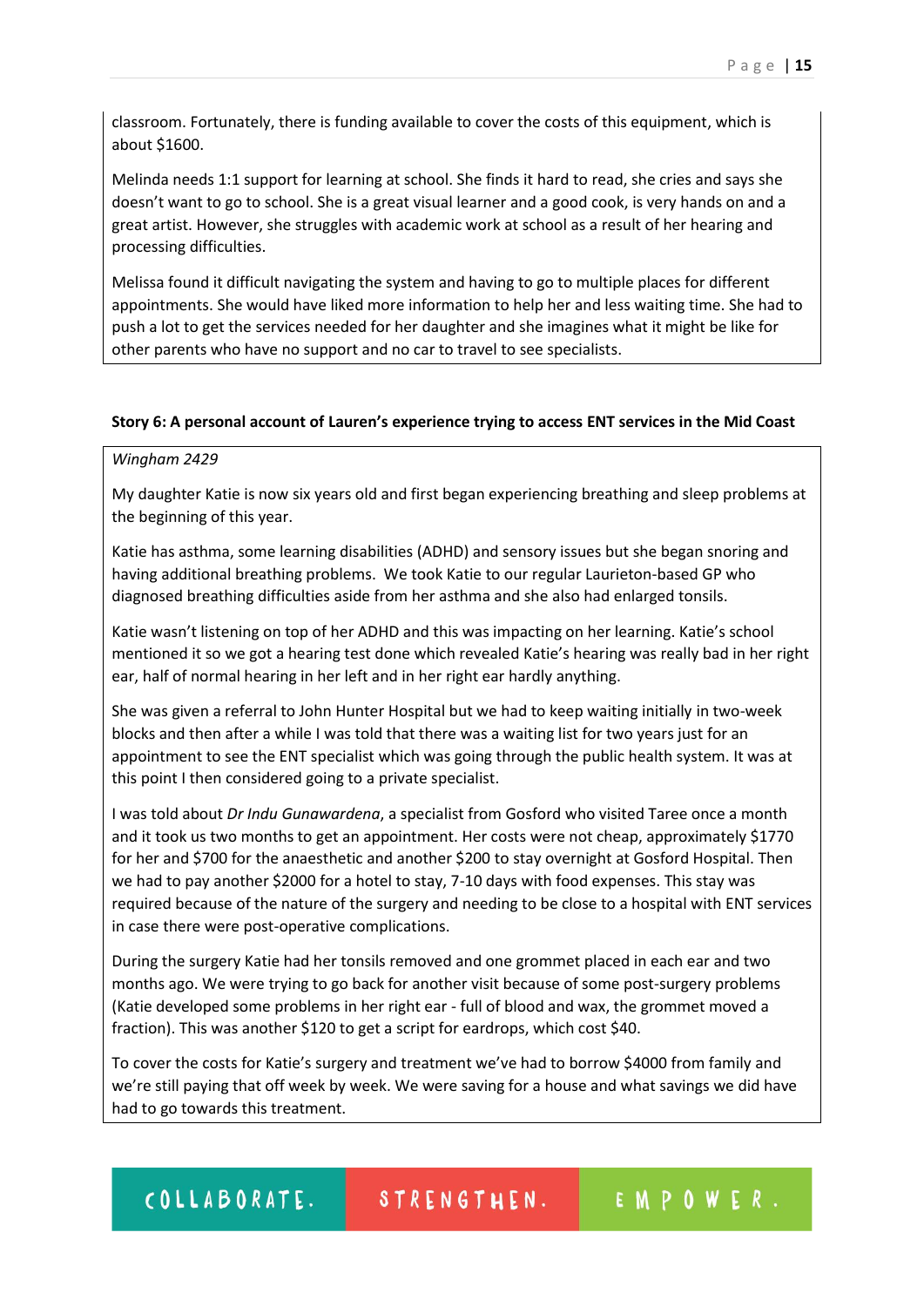classroom. Fortunately, there is funding available to cover the costs of this equipment, which is about $1600.

Melinda needs 1:1 support for learning at school. She finds it hard to read, she cries and says she doesn't want to go to school. She is a great visual learner and a good cook, is very hands on and a great artist. However, she struggles with academic work at school as a result of her hearing and processing difficulties.

Melissa found it difficult navigating the system and having to go to multiple places for different appointments. She would have liked more information to help her and less waiting time. She had to push a lot to get the services needed for her daughter and she imagines what it might be like for other parents who have no support and no car to travel to see specialists.

**Story 6: A personal account of Lauren's experience trying to access ENT services in the Mid Coast**

*Wingham 2429*

My daughter Katie is now six years old and first began experiencing breathing and sleep problems at the beginning of this year.

Katie has asthma, some learning disabilities (ADHD) and sensory issues but she began snoring and having additional breathing problems. We took Katie to our regular Laurieton-based GP who diagnosed breathing difficulties aside from her asthma and she also had enlarged tonsils.

Katie wasn't listening on top of her ADHD and this was impacting on her learning. Katie's school mentioned it so we got a hearing test done which revealed Katie's hearing was really bad in her right ear, half of normal hearing in her left and in her right ear hardly anything.

She was given a referral to John Hunter Hospital but we had to keep waiting initially in two-week blocks and then after a while I was told that there was a waiting list for two years just for an appointment to see the ENT specialist which was going through the public health system. It was at this point I then considered going to a private specialist.

I was told about *Dr Indu Gunawardena*, a specialist from Gosford who visited Taree once a month and it took us two months to get an appointment. Her costs were not cheap, approximately $1770 for her and $700 for the anaesthetic and another $200 to stay overnight at Gosford Hospital. Then we had to pay another $2000 for a hotel to stay, 7-10 days with food expenses. This stay was required because of the nature of the surgery and needing to be close to a hospital with ENT services in case there were post-operative complications.

During the surgery Katie had her tonsils removed and one grommet placed in each ear and two months ago. We were trying to go back for another visit because of some post-surgery problems (Katie developed some problems in her right ear - full of blood and wax, the grommet moved a fraction). This was another $120 to get a script for eardrops, which cost $40.

To cover the costs for Katie's surgery and treatment we've had to borrow $4000 from family and we're still paying that off week by week. We were saving for a house and what savings we did have had to go towards this treatment.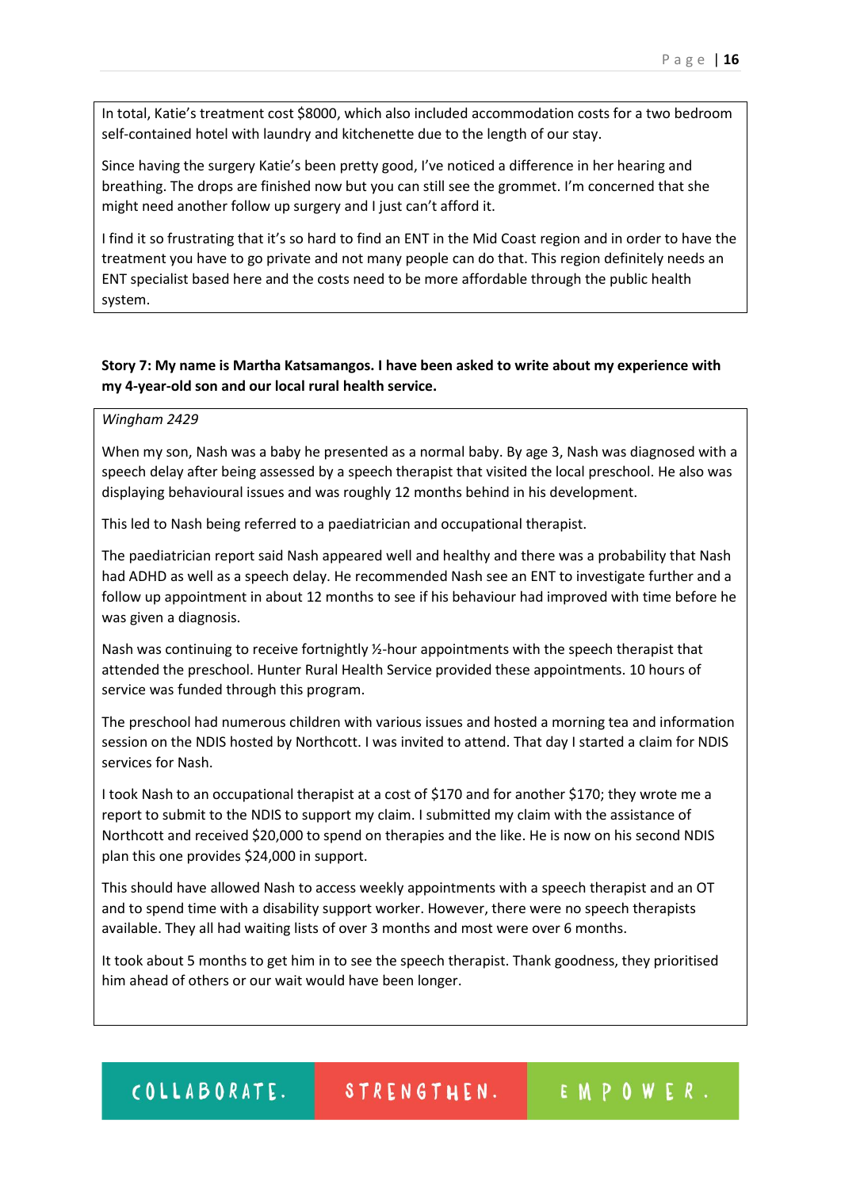In total, Katie's treatment cost $8000, which also included accommodation costs for a two bedroom self-contained hotel with laundry and kitchenette due to the length of our stay.

Since having the surgery Katie's been pretty good, I've noticed a difference in her hearing and breathing. The drops are finished now but you can still see the grommet. I'm concerned that she might need another follow up surgery and I just can't afford it.

I find it so frustrating that it's so hard to find an ENT in the Mid Coast region and in order to have the treatment you have to go private and not many people can do that. This region definitely needs an ENT specialist based here and the costs need to be more affordable through the public health system.

**Story 7: My name is Martha Katsamangos. I have been asked to write about my experience with my 4-year-old son and our local rural health service.**

*Wingham 2429*

When my son, Nash was a baby he presented as a normal baby. By age 3, Nash was diagnosed with a speech delay after being assessed by a speech therapist that visited the local preschool. He also was displaying behavioural issues and was roughly 12 months behind in his development.

This led to Nash being referred to a paediatrician and occupational therapist.

The paediatrician report said Nash appeared well and healthy and there was a probability that Nash had ADHD as well as a speech delay. He recommended Nash see an ENT to investigate further and a follow up appointment in about 12 months to see if his behaviour had improved with time before he was given a diagnosis.

Nash was continuing to receive fortnightly ½-hour appointments with the speech therapist that attended the preschool. Hunter Rural Health Service provided these appointments. 10 hours of service was funded through this program.

The preschool had numerous children with various issues and hosted a morning tea and information session on the NDIS hosted by Northcott. I was invited to attend. That day I started a claim for NDIS services for Nash.

I took Nash to an occupational therapist at a cost of $170 and for another $170; they wrote me a report to submit to the NDIS to support my claim. I submitted my claim with the assistance of Northcott and received $20,000 to spend on therapies and the like. He is now on his second NDIS plan this one provides $24,000 in support.

This should have allowed Nash to access weekly appointments with a speech therapist and an OT and to spend time with a disability support worker. However, there were no speech therapists available. They all had waiting lists of over 3 months and most were over 6 months.

It took about 5 months to get him in to see the speech therapist. Thank goodness, they prioritised him ahead of others or our wait would have been longer.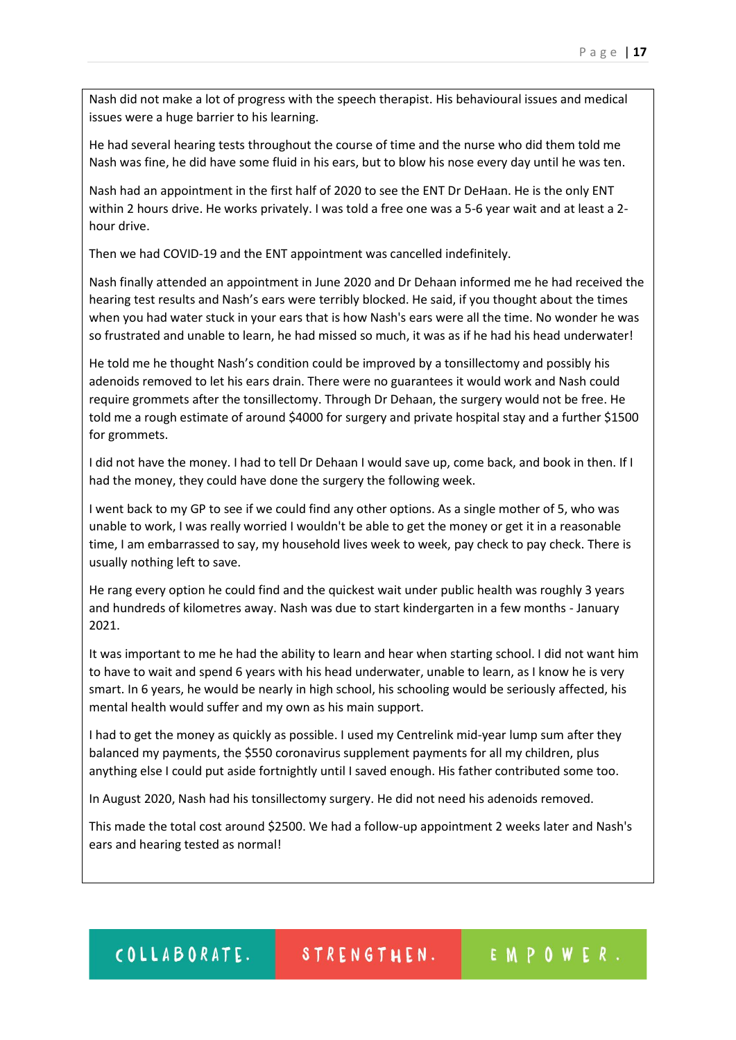Nash did not make a lot of progress with the speech therapist. His behavioural issues and medical issues were a huge barrier to his learning.

He had several hearing tests throughout the course of time and the nurse who did them told me Nash was fine, he did have some fluid in his ears, but to blow his nose every day until he was ten.

Nash had an appointment in the first half of 2020 to see the ENT Dr DeHaan. He is the only ENT within 2 hours drive. He works privately. I was told a free one was a 5-6 year wait and at least a 2-hour drive.

Then we had COVID-19 and the ENT appointment was cancelled indefinitely.

Nash finally attended an appointment in June 2020 and Dr Dehaan informed me he had received the hearing test results and Nash's ears were terribly blocked. He said, if you thought about the times when you had water stuck in your ears that is how Nash's ears were all the time. No wonder he was so frustrated and unable to learn, he had missed so much, it was as if he had his head underwater!

He told me he thought Nash's condition could be improved by a tonsillectomy and possibly his adenoids removed to let his ears drain. There were no guarantees it would work and Nash could require grommets after the tonsillectomy. Through Dr Dehaan, the surgery would not be free. He told me a rough estimate of around $4000 for surgery and private hospital stay and a further $1500 for grommets.

I did not have the money. I had to tell Dr Dehaan I would save up, come back, and book in then. If I had the money, they could have done the surgery the following week.

I went back to my GP to see if we could find any other options. As a single mother of 5, who was unable to work, I was really worried I wouldn't be able to get the money or get it in a reasonable time, I am embarrassed to say, my household lives week to week, pay check to pay check. There is usually nothing left to save.

He rang every option he could find and the quickest wait under public health was roughly 3 years and hundreds of kilometres away. Nash was due to start kindergarten in a few months - January 2021.

It was important to me he had the ability to learn and hear when starting school. I did not want him to have to wait and spend 6 years with his head underwater, unable to learn, as I know he is very smart. In 6 years, he would be nearly in high school, his schooling would be seriously affected, his mental health would suffer and my own as his main support.

I had to get the money as quickly as possible. I used my Centrelink mid-year lump sum after they balanced my payments, the $550 coronavirus supplement payments for all my children, plus anything else I could put aside fortnightly until I saved enough. His father contributed some too.

In August 2020, Nash had his tonsillectomy surgery. He did not need his adenoids removed.

This made the total cost around $2500. We had a follow-up appointment 2 weeks later and Nash's ears and hearing tested as normal!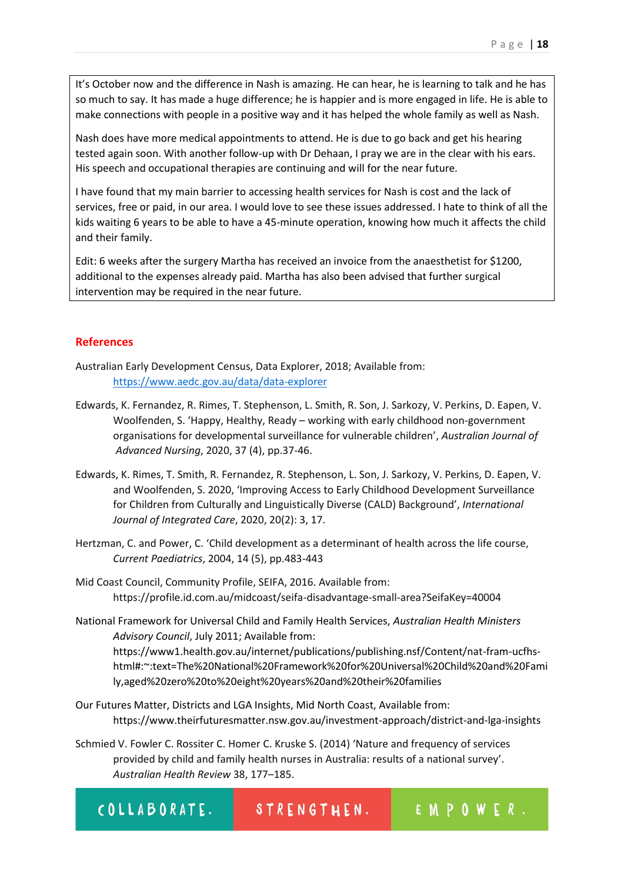It's October now and the difference in Nash is amazing. He can hear, he is learning to talk and he has so much to say. It has made a huge difference; he is happier and is more engaged in life. He is able to make connections with people in a positive way and it has helped the whole family as well as Nash.

Nash does have more medical appointments to attend. He is due to go back and get his hearing tested again soon. With another follow-up with Dr Dehaan, I pray we are in the clear with his ears. His speech and occupational therapies are continuing and will for the near future.

I have found that my main barrier to accessing health services for Nash is cost and the lack of services, free or paid, in our area. I would love to see these issues addressed. I hate to think of all the kids waiting 6 years to be able to have a 45-minute operation, knowing how much it affects the child and their family.

Edit: 6 weeks after the surgery Martha has received an invoice from the anaesthetist for $1200, additional to the expenses already paid. Martha has also been advised that further surgical intervention may be required in the near future.

## References

Australian Early Development Census, Data Explorer, 2018; Available from: https://www.aedc.gov.au/data/data-explorer

Edwards, K. Fernandez, R. Rimes, T. Stephenson, L. Smith, R. Son, J. Sarkozy, V. Perkins, D. Eapen, V. Woolfenden, S. 'Happy, Healthy, Ready – working with early childhood non-government organisations for developmental surveillance for vulnerable children', *Australian Journal of Advanced Nursing*, 2020, 37 (4), pp.37-46.

Edwards, K. Rimes, T. Smith, R. Fernandez, R. Stephenson, L. Son, J. Sarkozy, V. Perkins, D. Eapen, V. and Woolfenden, S. 2020, 'Improving Access to Early Childhood Development Surveillance for Children from Culturally and Linguistically Diverse (CALD) Background', *International Journal of Integrated Care*, 2020, 20(2): 3, 17.

Hertzman, C. and Power, C. 'Child development as a determinant of health across the life course, *Current Paediatrics*, 2004, 14 (5), pp.483-443

Mid Coast Council, Community Profile, SEIFA, 2016. Available from: https://profile.id.com.au/midcoast/seifa-disadvantage-small-area?SeifaKey=40004

National Framework for Universal Child and Family Health Services, *Australian Health Ministers Advisory Council*, July 2011; Available from: https://www1.health.gov.au/internet/publications/publishing.nsf/Content/nat-fram-ucfhs-html#:~:text=The%20National%20Framework%20for%20Universal%20Child%20and%20Family,aged%20zero%20to%20eight%20years%20and%20their%20families

Our Futures Matter, Districts and LGA Insights, Mid North Coast, Available from: https://www.theirfuturesmatter.nsw.gov.au/investment-approach/district-and-lga-insights

Schmied V. Fowler C. Rossiter C. Homer C. Kruske S. (2014) 'Nature and frequency of services provided by child and family health nurses in Australia: results of a national survey'. *Australian Health Review* 38, 177–185.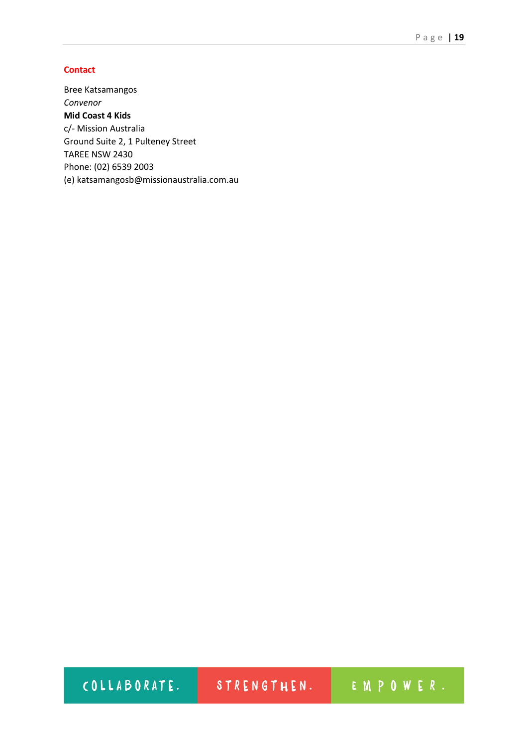## Contact

Bree Katsamangos
*Convenor*
**Mid Coast 4 Kids**
c/- Mission Australia
Ground Suite 2, 1 Pulteney Street
TAREE NSW 2430
Phone: (02) 6539 2003
(e) katsamangosb@missionaustralia.com.au